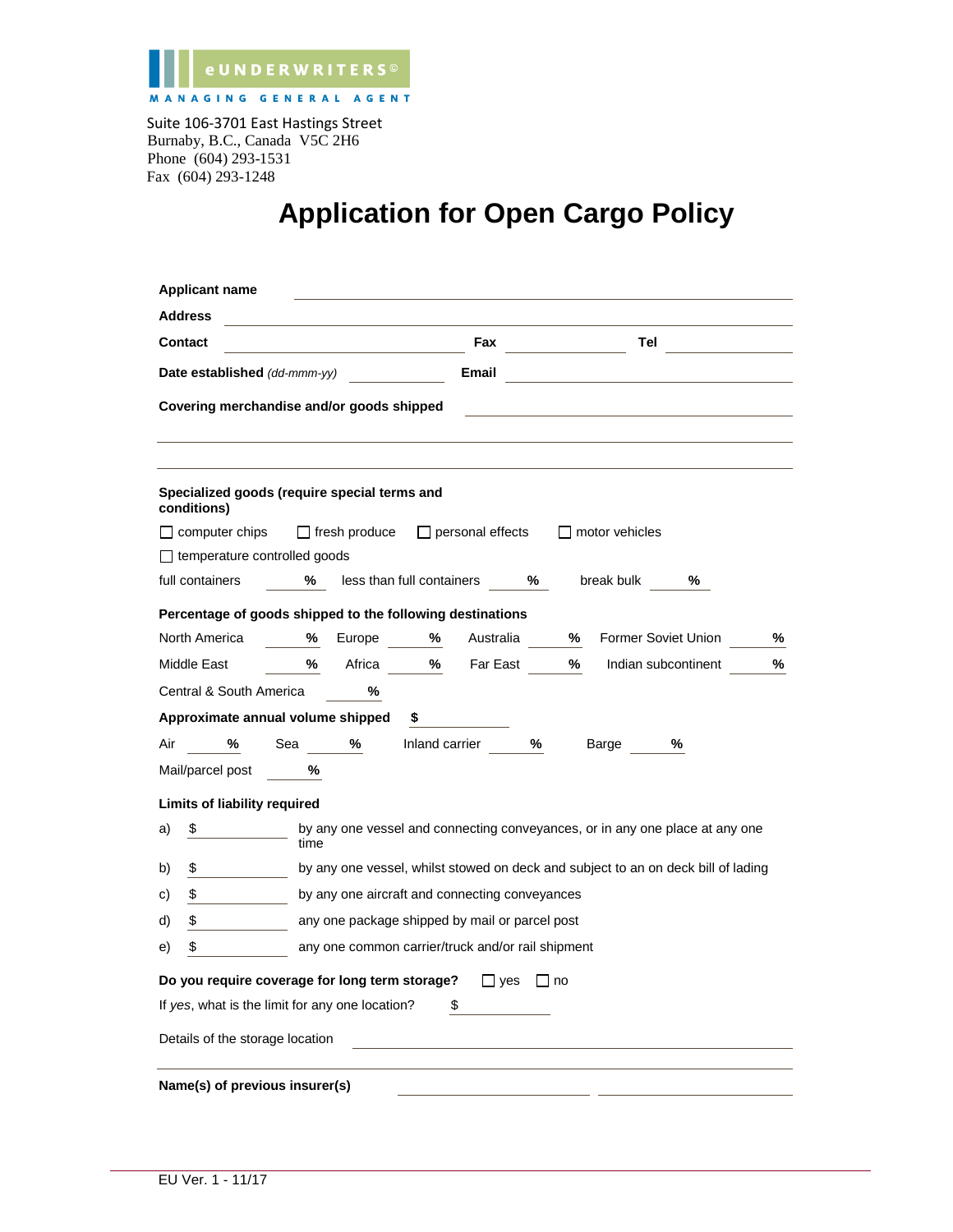eUNDERWRITERS©

MANAGING GENERAL AGENT

Suite 106-3701 East Hastings Street
Burnaby, B.C., Canada V5C 2H6
Phone (604) 293-1531
Fax (604) 293-1248

# Application for Open Cargo Policy

**Applicant name** ______________________________

**Address** ______________________________

**Contact** ______________ **Fax** ______________ **Tel** ______________

**Date established** *(dd-mmm-yy)* ______________ **Email** ______________

**Covering merchandise and/or goods shipped** ______________________________

______________________________

______________________________

**Specialized goods (require special terms and conditions)**

☐ computer chips ☐ fresh produce ☐ personal effects ☐ motor vehicles

☐ temperature controlled goods

full containers ______ % less than full containers ______ % break bulk ______ %

**Percentage of goods shipped to the following destinations**

North America ______ % Europe ______ % Australia ______ % Former Soviet Union ______ %

Middle East ______ % Africa ______ % Far East ______ % Indian subcontinent ______ %

Central & South America ______ %

**Approximate annual volume shipped** $ ______________

Air ______ % Sea ______ % Inland carrier ______ % Barge ______ %

Mail/parcel post ______ %

**Limits of liability required**

a) $ ______________ by any one vessel and connecting conveyances, or in any one place at any one time

b) $ ______________ by any one vessel, whilst stowed on deck and subject to an on deck bill of lading

c) $ ______________ by any one aircraft and connecting conveyances

d) $ ______________ any one package shipped by mail or parcel post

e) $ ______________ any one common carrier/truck and/or rail shipment

**Do you require coverage for long term storage?** ☐ yes ☐ no

If *yes*, what is the limit for any one location? $ ______________

Details of the storage location ______________________________

______________________________

**Name(s) of previous insurer(s)** ______________ ______________

EU Ver. 1 - 11/17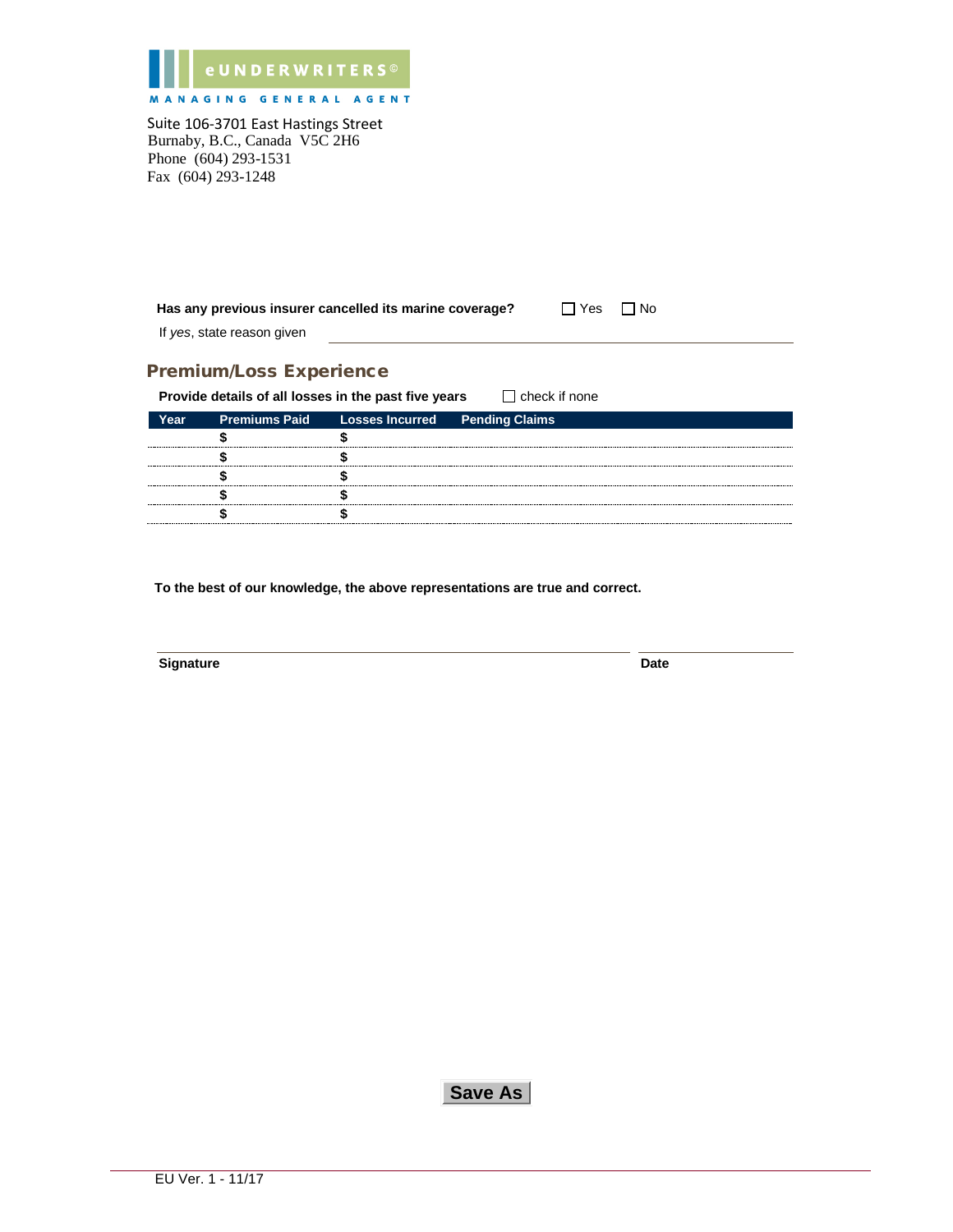**eUNDERWRITERS©**
**MANAGING GENERAL AGENT**

Suite 106-3701 East Hastings Street
Burnaby, B.C., Canada V5C 2H6
Phone (604) 293-1531
Fax (604) 293-1248

**Has any previous insurer cancelled its marine coverage?** ☐ Yes ☐ No

If *yes*, state reason given \_\_\_\_\_\_\_\_\_\_\_\_\_\_\_\_\_\_\_\_\_\_\_\_\_\_\_\_\_\_\_\_\_\_\_\_\_\_\_\_

## Premium/Loss Experience

**Provide details of all losses in the past five years** ☐ check if none

| Year | Premiums Paid | Losses Incurred | Pending Claims |
|---|---|---|---|
| | $ | $ | |
| | $ | $ | |
| | $ | $ | |
| | $ | $ | |
| | $ | $ | |

**To the best of our knowledge, the above representations are true and correct.**

\_\_\_\_\_\_\_\_\_\_\_\_\_\_\_\_\_\_\_\_\_\_\_\_\_\_\_\_\_\_\_\_\_\_\_\_\_\_\_\_ \_\_\_\_\_\_\_\_\_\_\_\_\_\_\_\_\_\_
**Signature** **Date**

**Save As**

EU Ver. 1 - 11/17